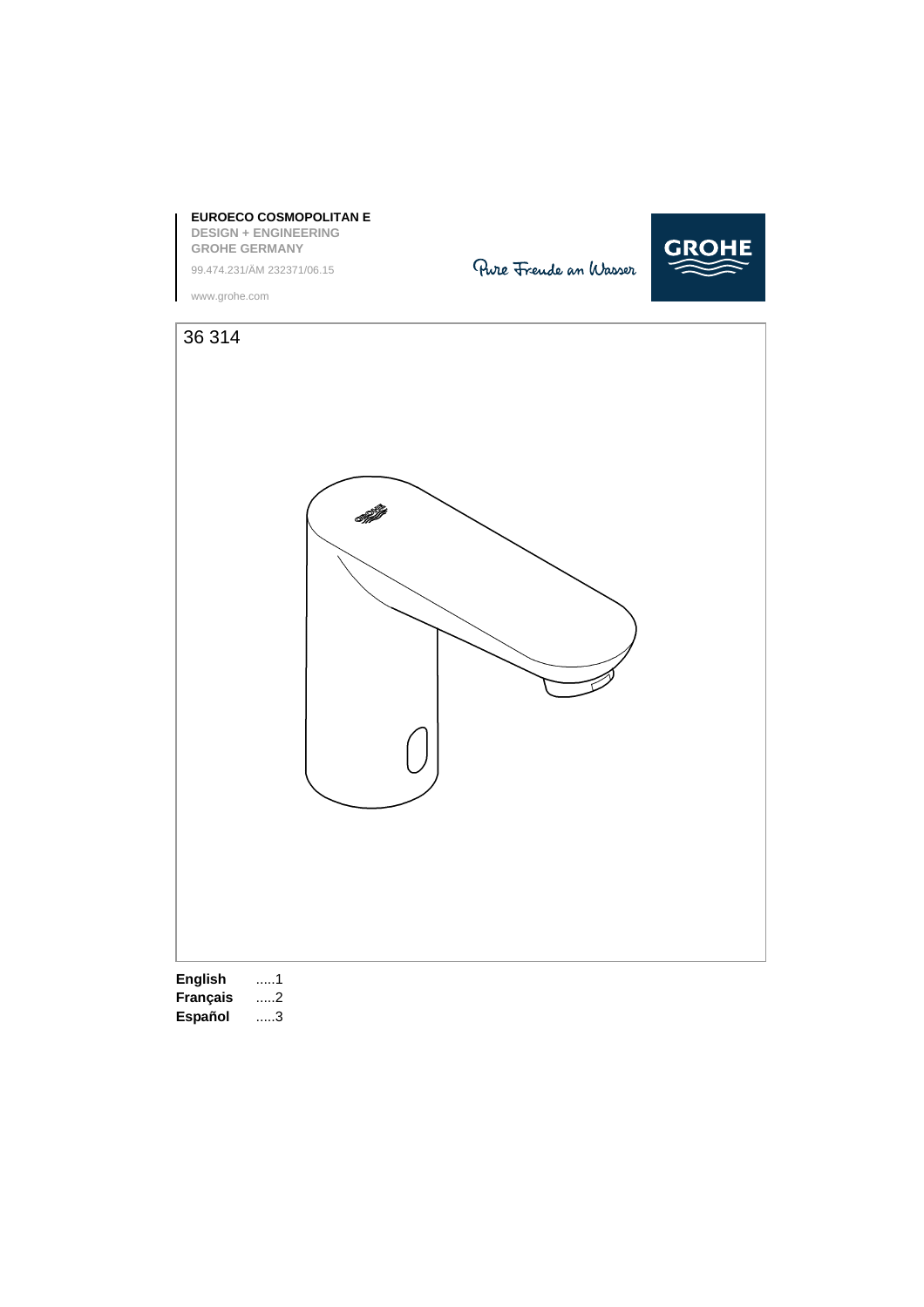**EUROECO COSMOPOLITAN E**

**DESIGN + ENGINEERING**
**GROHE GERMANY**

99.474.231/ÄM 232371/06.15

www.grohe.com

Pure Freude an Wasser

GROHE

36 314

| | |
|---|---|
| **English** | .....1 |
| **Français** | .....2 |
| **Español** | .....3 |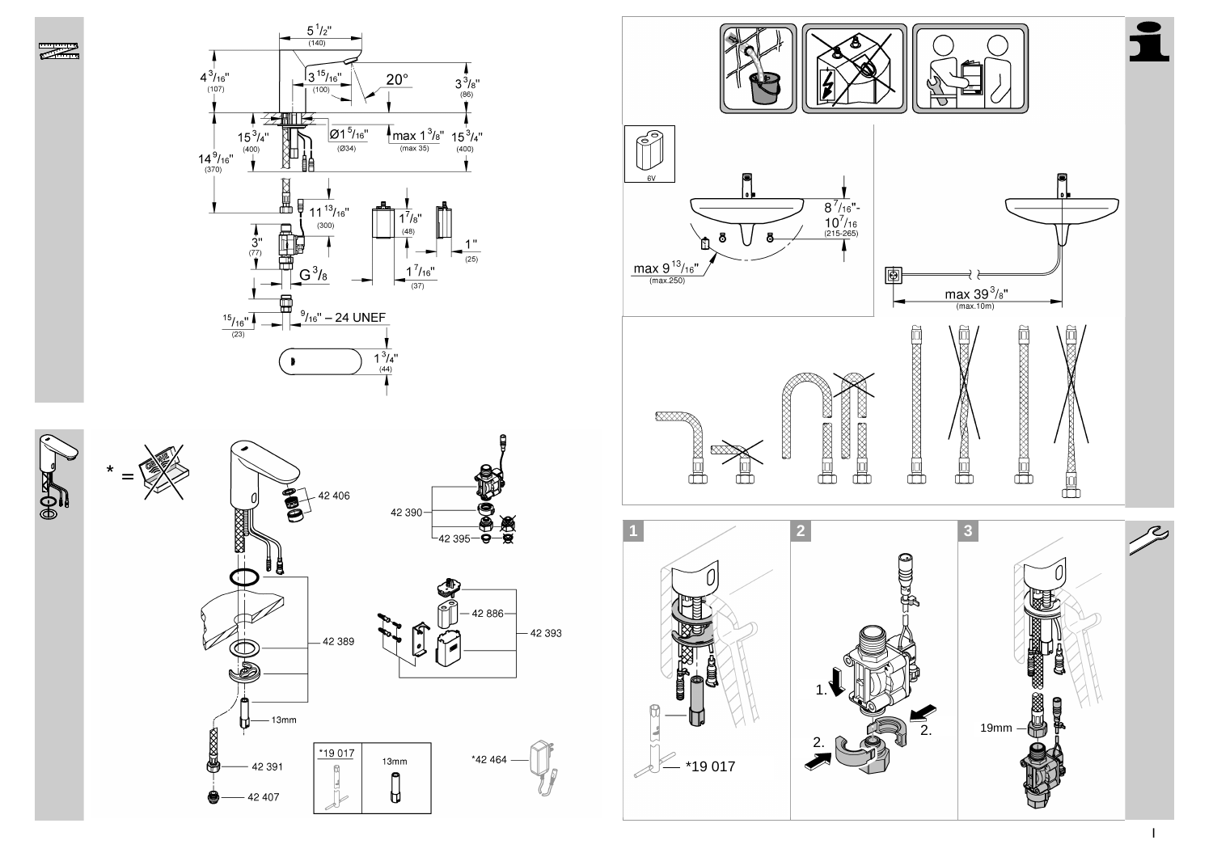5 1/2" (140)

4 3/16" (107)

3 15/16" (100)

20°

3 3/8" (86)

15 3/4" (400)

Ø1 5/16" (Ø34)

max 1 3/8" (max 35)

15 3/4" (400)

14 9/16" (370)

11 13/16" (300)

1 7/8" (48)

3" (77)

1" (25)

G 3/8

1 7/16" (37)

15/16" (23)

9/16" – 24 UNEF

1 3/4" (44)

* =

42 406

42 390

42 395

42 389

42 886

42 393

13mm

42 391

42 407

*19 017

13mm

*42 464

6V

8 7/16"- 10 7/16 (215-265)

max 9 13/16" (max.250)

max 39 3/8" (max.10m)

1

*19 017

2

1.

2.

2.

3

19mm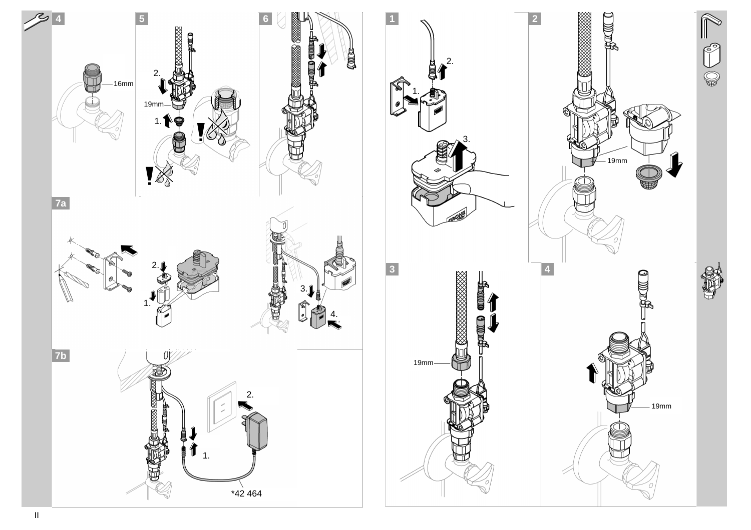4

16mm

5

2.

19mm

1.

6

7a

2.

1.

3.

4.

7b

2.

1.

*42 464

1

2.

1.

3.

2

19mm

3

19mm

4

19mm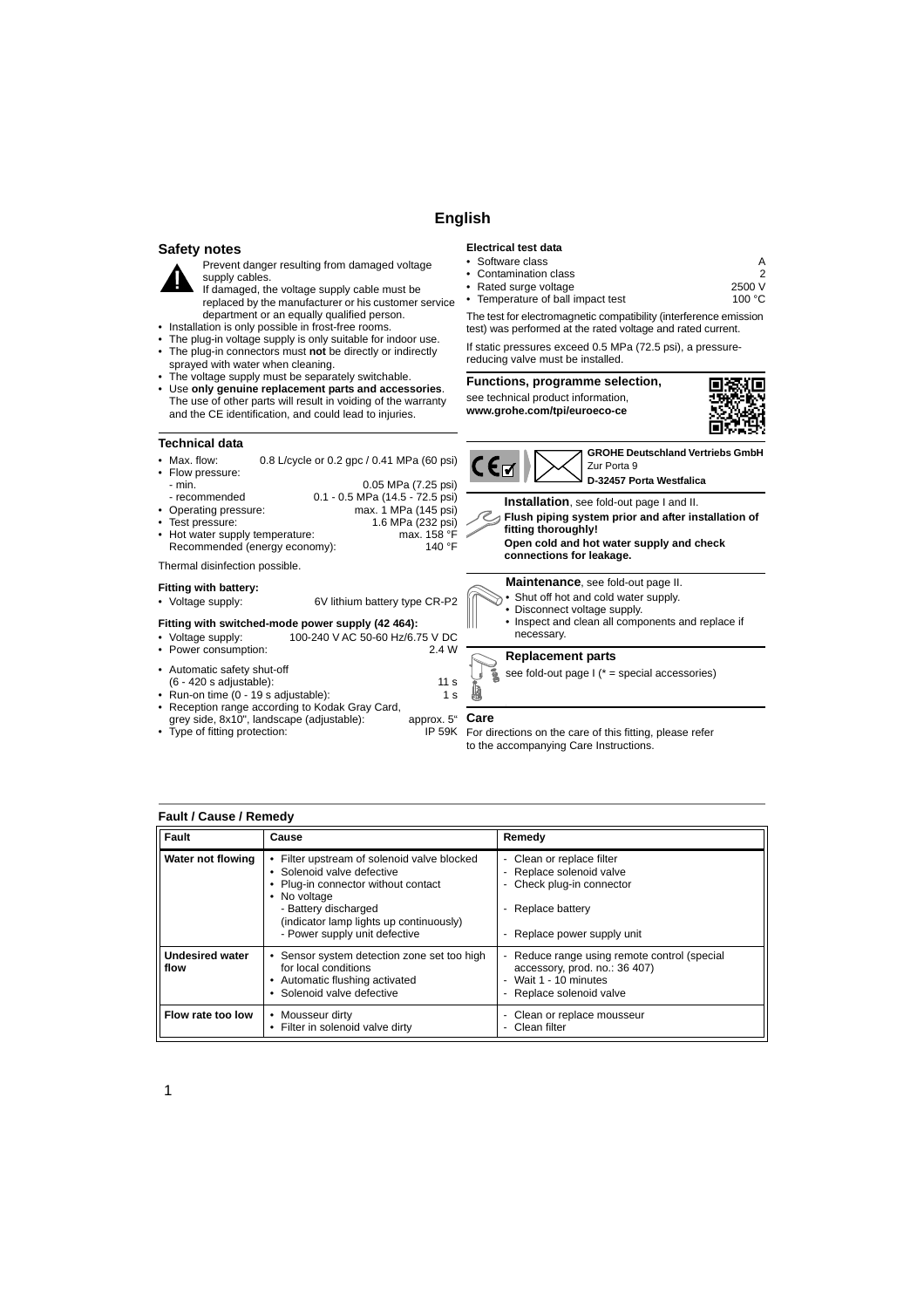# English

## Safety notes

Prevent danger resulting from damaged voltage supply cables.
If damaged, the voltage supply cable must be replaced by the manufacturer or his customer service department or an equally qualified person.

- Installation is only possible in frost-free rooms.
- The plug-in voltage supply is only suitable for indoor use.
- The plug-in connectors must **not** be directly or indirectly sprayed with water when cleaning.
- The voltage supply must be separately switchable.
- Use **only genuine replacement parts and accessories**. The use of other parts will result in voiding of the warranty and the CE identification, and could lead to injuries.

## Technical data

- Max. flow: 0.8 L/cycle or 0.2 gpc / 0.41 MPa (60 psi)
- Flow pressure:
  - min. 0.05 MPa (7.25 psi)
  - recommended 0.1 - 0.5 MPa (14.5 - 72.5 psi)
- Operating pressure: max. 1 MPa (145 psi)
- Test pressure: 1.6 MPa (232 psi)
- Hot water supply temperature: max. 158 °F
  Recommended (energy economy): 140 °F

Thermal disinfection possible.

**Fitting with battery:**

- Voltage supply: 6V lithium battery type CR-P2

**Fitting with switched-mode power supply (42 464):**

- Voltage supply: 100-240 V AC 50-60 Hz/6.75 V DC
- Power consumption: 2.4 W

- Automatic safety shut-off
  (6 - 420 s adjustable): 11 s
- Run-on time (0 - 19 s adjustable): 1 s
- Reception range according to Kodak Gray Card, grey side, 8x10", landscape (adjustable): approx. 5"
- Type of fitting protection: IP 59K

**Electrical test data**

- Software class A
- Contamination class 2
- Rated surge voltage 2500 V
- Temperature of ball impact test 100 °C

The test for electromagnetic compatibility (interference emission test) was performed at the rated voltage and rated current.

If static pressures exceed 0.5 MPa (72.5 psi), a pressure-reducing valve must be installed.

**Functions, programme selection,**
see technical product information,
**www.grohe.com/tpi/euroeco-ce**

**GROHE Deutschland Vertriebs GmbH**
Zur Porta 9
**D-32457 Porta Westfalica**

**Installation**, see fold-out page I and II.

**Flush piping system prior and after installation of fitting thoroughly!**

**Open cold and hot water supply and check connections for leakage.**

**Maintenance**, see fold-out page II.

- Shut off hot and cold water supply.
- Disconnect voltage supply.
- Inspect and clean all components and replace if necessary.

**Replacement parts**

see fold-out page I (* = special accessories)

**Care**

For directions on the care of this fitting, please refer to the accompanying Care Instructions.

## Fault / Cause / Remedy

| Fault | Cause | Remedy |
|---|---|---|
| **Water not flowing** | • Filter upstream of solenoid valve blocked<br>• Solenoid valve defective<br>• Plug-in connector without contact<br>• No voltage<br>- Battery discharged (indicator lamp lights up continuously)<br>- Power supply unit defective | - Clean or replace filter<br>- Replace solenoid valve<br>- Check plug-in connector<br><br>- Replace battery<br><br>- Replace power supply unit |
| **Undesired water flow** | • Sensor system detection zone set too high for local conditions<br>• Automatic flushing activated<br>• Solenoid valve defective | - Reduce range using remote control (special accessory, prod. no.: 36 407)<br>- Wait 1 - 10 minutes<br>- Replace solenoid valve |
| **Flow rate too low** | • Mousseur dirty<br>• Filter in solenoid valve dirty | - Clean or replace mousseur<br>- Clean filter |